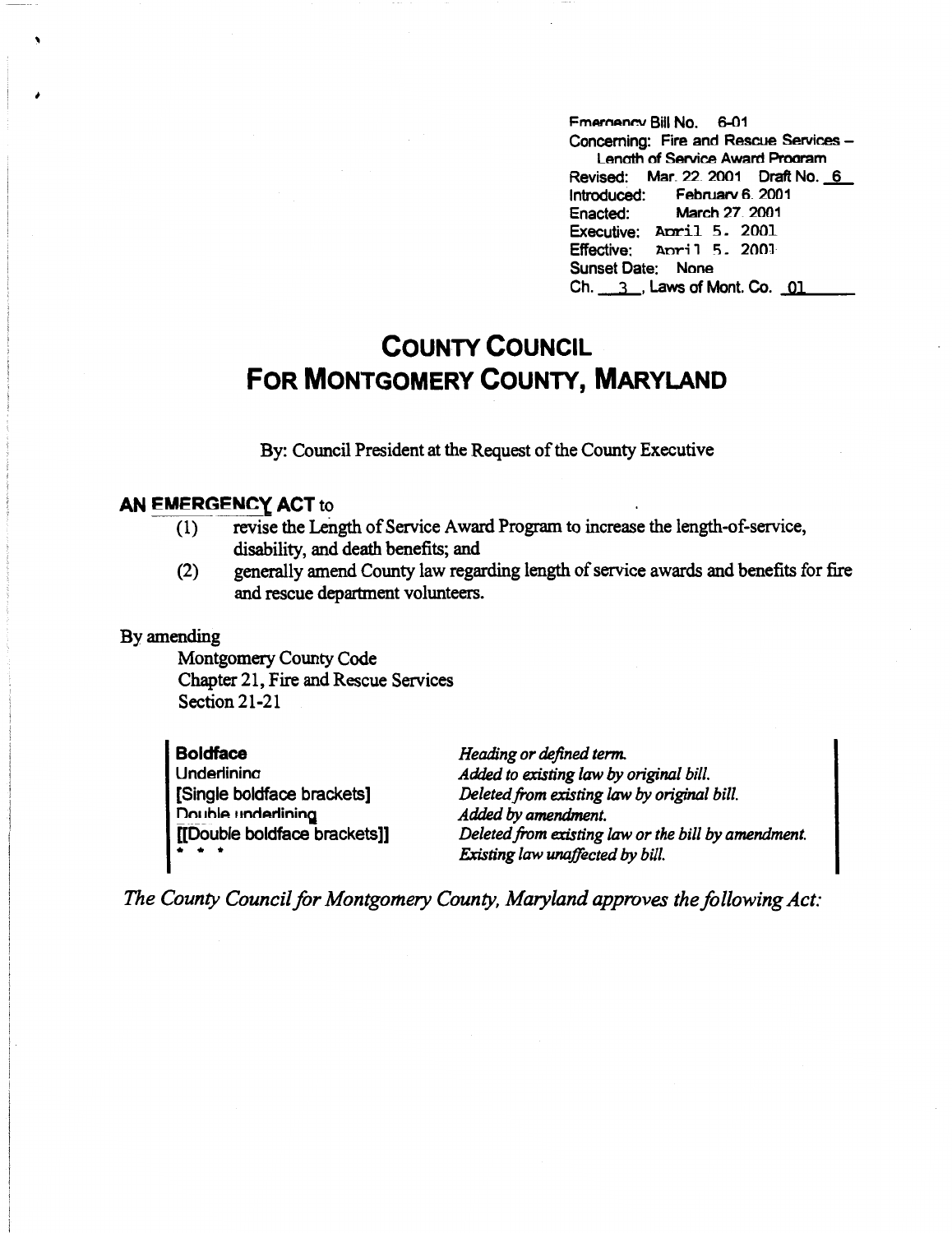Emergency Bill No. 6-01
Concerning: Fire and Rescue Services – Length of Service Award Program
Revised: Mar. 22, 2001 Draft No. 6
Introduced: February 6, 2001
Enacted: March 27, 2001
Executive: April 5, 2001
Effective: April 5, 2001
Sunset Date: None
Ch. 3, Laws of Mont. Co. 01

# COUNTY COUNCIL FOR MONTGOMERY COUNTY, MARYLAND

By: Council President at the Request of the County Executive

**AN EMERGENCY ACT** to
(1) revise the Length of Service Award Program to increase the length-of-service, disability, and death benefits; and
(2) generally amend County law regarding length of service awards and benefits for fire and rescue department volunteers.

By amending
Montgomery County Code
Chapter 21, Fire and Rescue Services
Section 21-21

| | |
|---|---|
| **Boldface** | *Heading or defined term.* |
| Underlining | *Added to existing law by original bill.* |
| **[Single boldface brackets]** | *Deleted from existing law by original bill.* |
| Double underlining | *Added by amendment.* |
| **[[Double boldface brackets]]** | *Deleted from existing law or the bill by amendment.* |
| * * * | *Existing law unaffected by bill.* |

*The County Council for Montgomery County, Maryland approves the following Act:*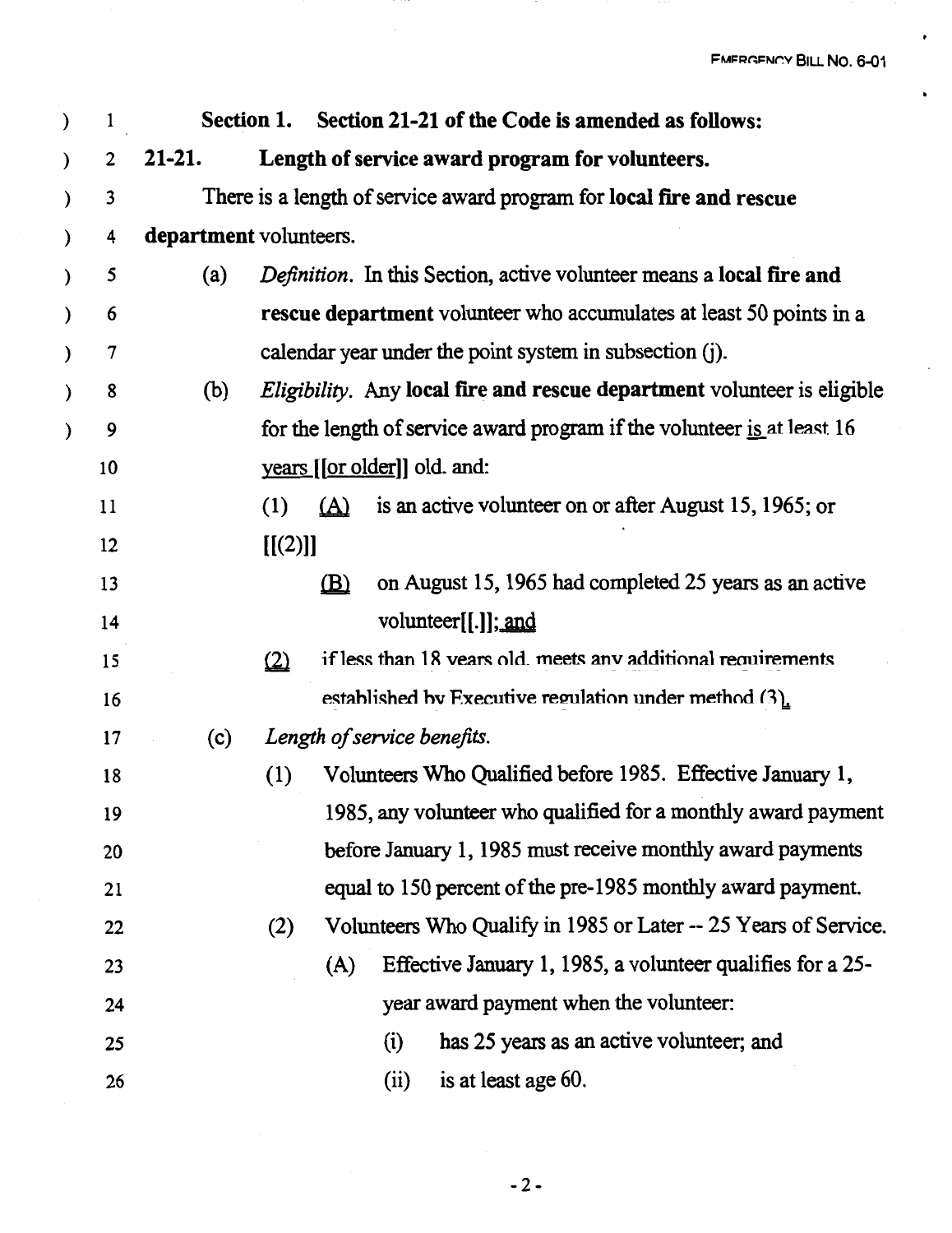**Section 1. Section 21-21 of the Code is amended as follows:**

**21-21. Length of service award program for volunteers.**

There is a length of service award program for **local fire and rescue department** volunteers.

(a) *Definition.* In this Section, active volunteer means a **local fire and rescue department** volunteer who accumulates at least 50 points in a calendar year under the point system in subsection (j).

(b) *Eligibility.* Any **local fire and rescue department** volunteer is eligible for the length of service award program if the volunteer is at least 16 years [[or older]] old. and:

(1) (A) is an active volunteer on or after August 15, 1965; or [[(2)]]

(B) on August 15, 1965 had completed 25 years as an active volunteer[[.]]; and

(2) if less than 18 years old, meets any additional requirements established by Executive regulation under method (3).

(c) *Length of service benefits.*

(1) Volunteers Who Qualified before 1985. Effective January 1, 1985, any volunteer who qualified for a monthly award payment before January 1, 1985 must receive monthly award payments equal to 150 percent of the pre-1985 monthly award payment.

(2) Volunteers Who Qualify in 1985 or Later -- 25 Years of Service.

(A) Effective January 1, 1985, a volunteer qualifies for a 25-year award payment when the volunteer:

(i) has 25 years as an active volunteer; and

(ii) is at least age 60.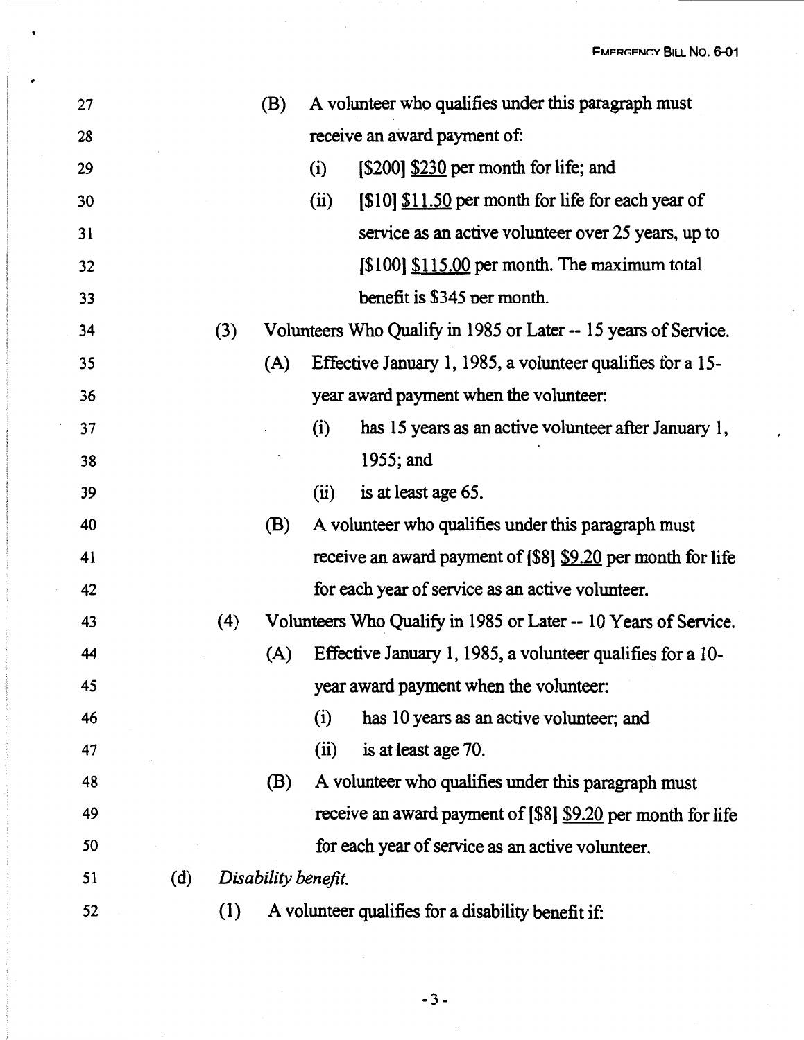27 (B) A volunteer who qualifies under this paragraph must

28 receive an award payment of:

29 (i) [$200] <u>$230</u> per month for life; and

30 (ii) [$10] <u>$11.50</u> per month for life for each year of

31 service as an active volunteer over 25 years, up to

32 [$100] <u>$115.00</u> per month. The maximum total

33 benefit is $345 per month.

34 (3) Volunteers Who Qualify in 1985 or Later -- 15 years of Service.

35 (A) Effective January 1, 1985, a volunteer qualifies for a 15-

36 year award payment when the volunteer:

37 (i) has 15 years as an active volunteer after January 1,

38 1955; and

39 (ii) is at least age 65.

40 (B) A volunteer who qualifies under this paragraph must

41 receive an award payment of [$8] <u>$9.20</u> per month for life

42 for each year of service as an active volunteer.

43 (4) Volunteers Who Qualify in 1985 or Later -- 10 Years of Service.

44 (A) Effective January 1, 1985, a volunteer qualifies for a 10-

45 year award payment when the volunteer:

46 (i) has 10 years as an active volunteer; and

47 (ii) is at least age 70.

48 (B) A volunteer who qualifies under this paragraph must

49 receive an award payment of [$8] <u>$9.20</u> per month for life

50 for each year of service as an active volunteer.

51 (d) *Disability benefit.*

52 (1) A volunteer qualifies for a disability benefit if: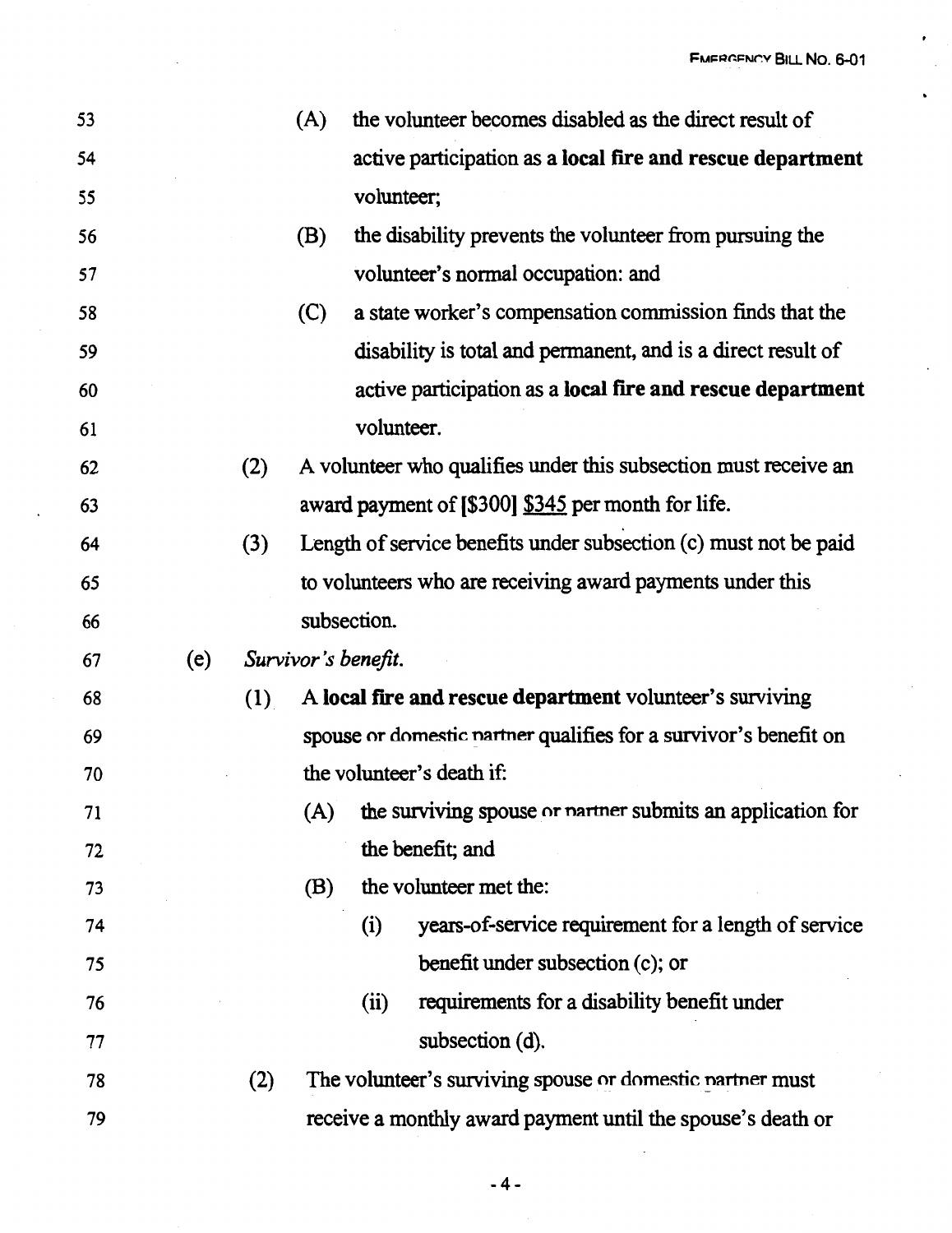53 (A) the volunteer becomes disabled as the direct result of
54 active participation as a **local fire and rescue department**
55 volunteer;
56 (B) the disability prevents the volunteer from pursuing the
57 volunteer's normal occupation: and
58 (C) a state worker's compensation commission finds that the
59 disability is total and permanent, and is a direct result of
60 active participation as a **local fire and rescue department**
61 volunteer.
62 (2) A volunteer who qualifies under this subsection must receive an
63 award payment of **[$300]** <u>$345</u> per month for life.
64 (3) Length of service benefits under subsection (c) must not be paid
65 to volunteers who are receiving award payments under this
66 subsection.
67 (e) *Survivor's benefit.*
68 (1) A **local fire and rescue department** volunteer's surviving
69 spouse or domestic partner qualifies for a survivor's benefit on
70 the volunteer's death if:
71 (A) the surviving spouse or partner submits an application for
72 the benefit; and
73 (B) the volunteer met the:
74 (i) years-of-service requirement for a length of service
75 benefit under subsection (c); or
76 (ii) requirements for a disability benefit under
77 subsection (d).
78 (2) The volunteer's surviving spouse or domestic partner must
79 receive a monthly award payment until the spouse's death or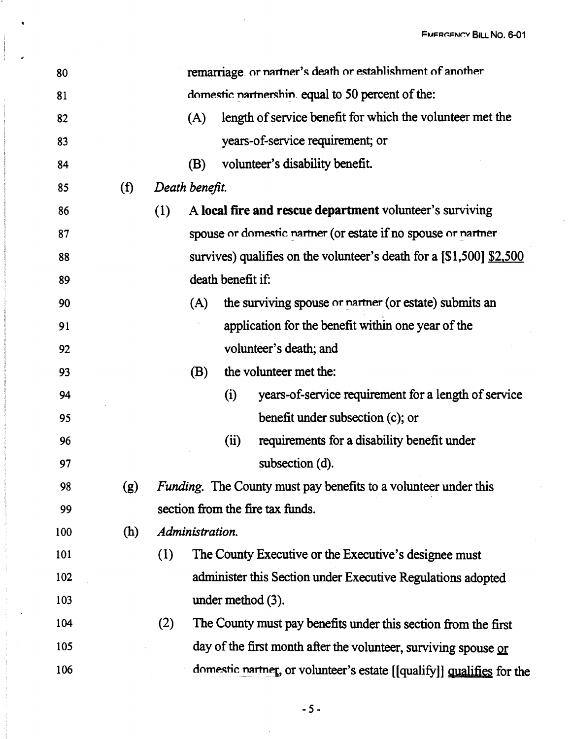80 remarriage, or partner's death or establishment of another

81 domestic partnership, equal to 50 percent of the:

82 (A) length of service benefit for which the volunteer met the

83 years-of-service requirement; or

84 (B) volunteer's disability benefit.

85 (f) *Death benefit.*

86 (1) A **local fire and rescue department** volunteer's surviving

87 spouse or domestic partner (or estate if no spouse or partner

88 survives) qualifies on the volunteer's death for a [$1,500] <u>$2,500</u>

89 death benefit if:

90 (A) the surviving spouse or partner (or estate) submits an

91 application for the benefit within one year of the

92 volunteer's death; and

93 (B) the volunteer met the:

94 (i) years-of-service requirement for a length of service

95 benefit under subsection (c); or

96 (ii) requirements for a disability benefit under

97 subsection (d).

98 (g) *Funding.* The County must pay benefits to a volunteer under this

99 section from the fire tax funds.

100 (h) *Administration.*

101 (1) The County Executive or the Executive's designee must

102 administer this Section under Executive Regulations adopted

103 under method (3).

104 (2) The County must pay benefits under this section from the first

105 day of the first month after the volunteer, surviving spouse <u>or</u>

106 domestic partner, or volunteer's estate [[qualify]] <u>qualifies</u> for the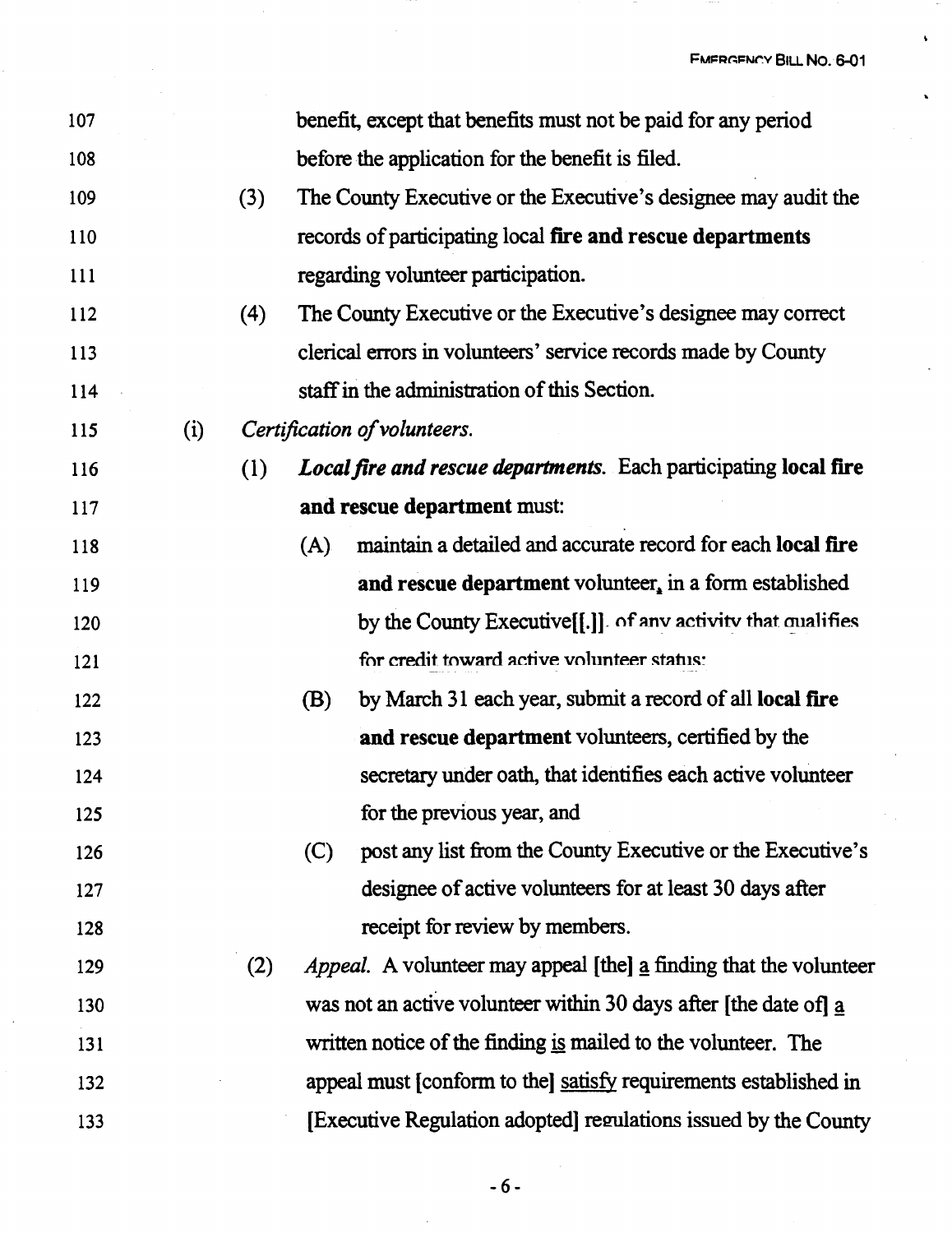benefit, except that benefits must not be paid for any period before the application for the benefit is filed.

(3) The County Executive or the Executive's designee may audit the records of participating local **fire and rescue departments** regarding volunteer participation.

(4) The County Executive or the Executive's designee may correct clerical errors in volunteers' service records made by County staff in the administration of this Section.

(i) *Certification of volunteers.*

(1) ***Local fire and rescue departments.*** Each participating **local fire and rescue department** must:

(A) maintain a detailed and accurate record for each **local fire and rescue department** volunteer, in a form established by the County Executive[[.]], of any activity that qualifies for credit toward active volunteer status;

(B) by March 31 each year, submit a record of all **local fire and rescue department** volunteers, certified by the secretary under oath, that identifies each active volunteer for the previous year, and

(C) post any list from the County Executive or the Executive's designee of active volunteers for at least 30 days after receipt for review by members.

(2) *Appeal.* A volunteer may appeal [the] a finding that the volunteer was not an active volunteer within 30 days after [the date of] a written notice of the finding is mailed to the volunteer. The appeal must [conform to the] satisfy requirements established in [Executive Regulation adopted] regulations issued by the County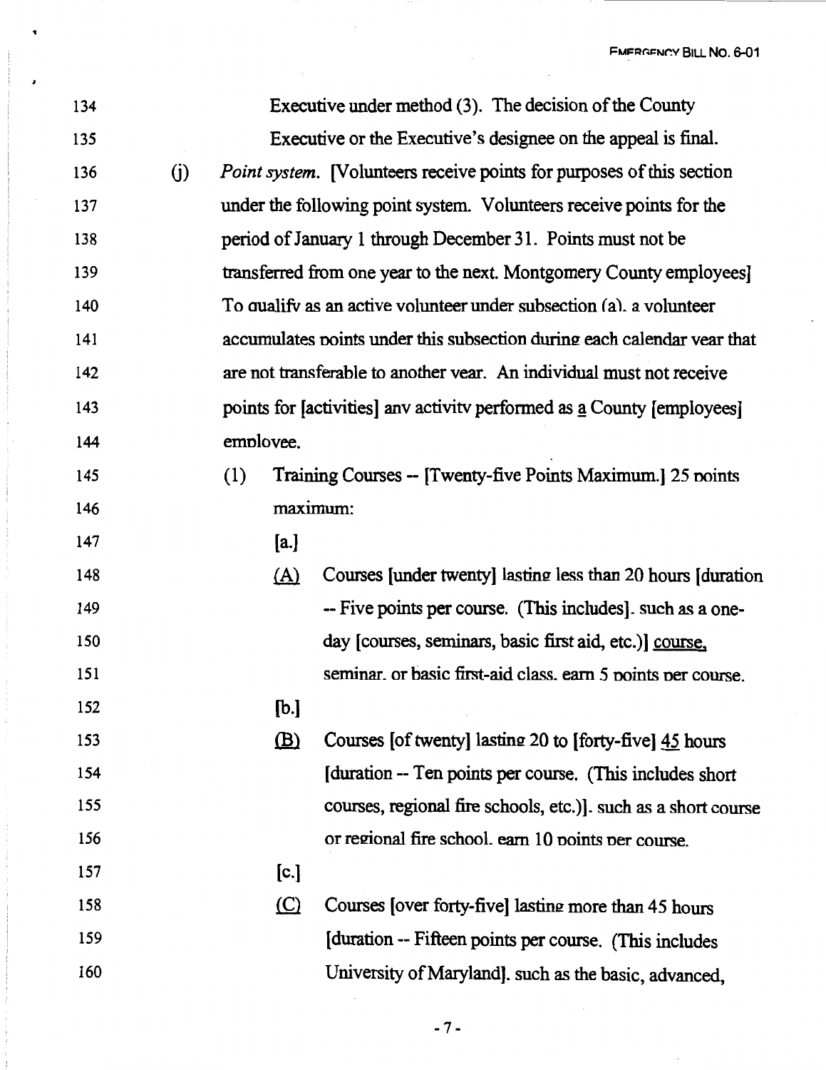134 Executive under method (3). The decision of the County

135 Executive or the Executive's designee on the appeal is final.

136 (j) *Point system.* [Volunteers receive points for purposes of this section

137 under the following point system. Volunteers receive points for the

138 period of January 1 through December 31. Points must not be

139 transferred from one year to the next. Montgomery County employees]

140 To qualify as an active volunteer under subsection (a), a volunteer

141 accumulates points under this subsection during each calendar year that

142 are not transferable to another year. An individual must not receive

143 points for [activities] any activity performed as a County [employees]

144 employee.

145 (1) Training Courses -- [Twenty-five Points Maximum.] 25 points

146 maximum:

147 [a.]

148 (A) Courses [under twenty] lasting less than 20 hours [duration

149 -- Five points per course. (This includes], such as a one-

150 day [courses, seminars, basic first aid, etc.)] course,

151 seminar, or basic first-aid class, earn 5 points per course.

152 [b.]

153 (B) Courses [of twenty] lasting 20 to [forty-five] 45 hours

154 [duration -- Ten points per course. (This includes short

155 courses, regional fire schools, etc.)], such as a short course

156 or regional fire school, earn 10 points per course.

157 [c.]

158 (C) Courses [over forty-five] lasting more than 45 hours

159 [duration -- Fifteen points per course. (This includes

160 University of Maryland], such as the basic, advanced,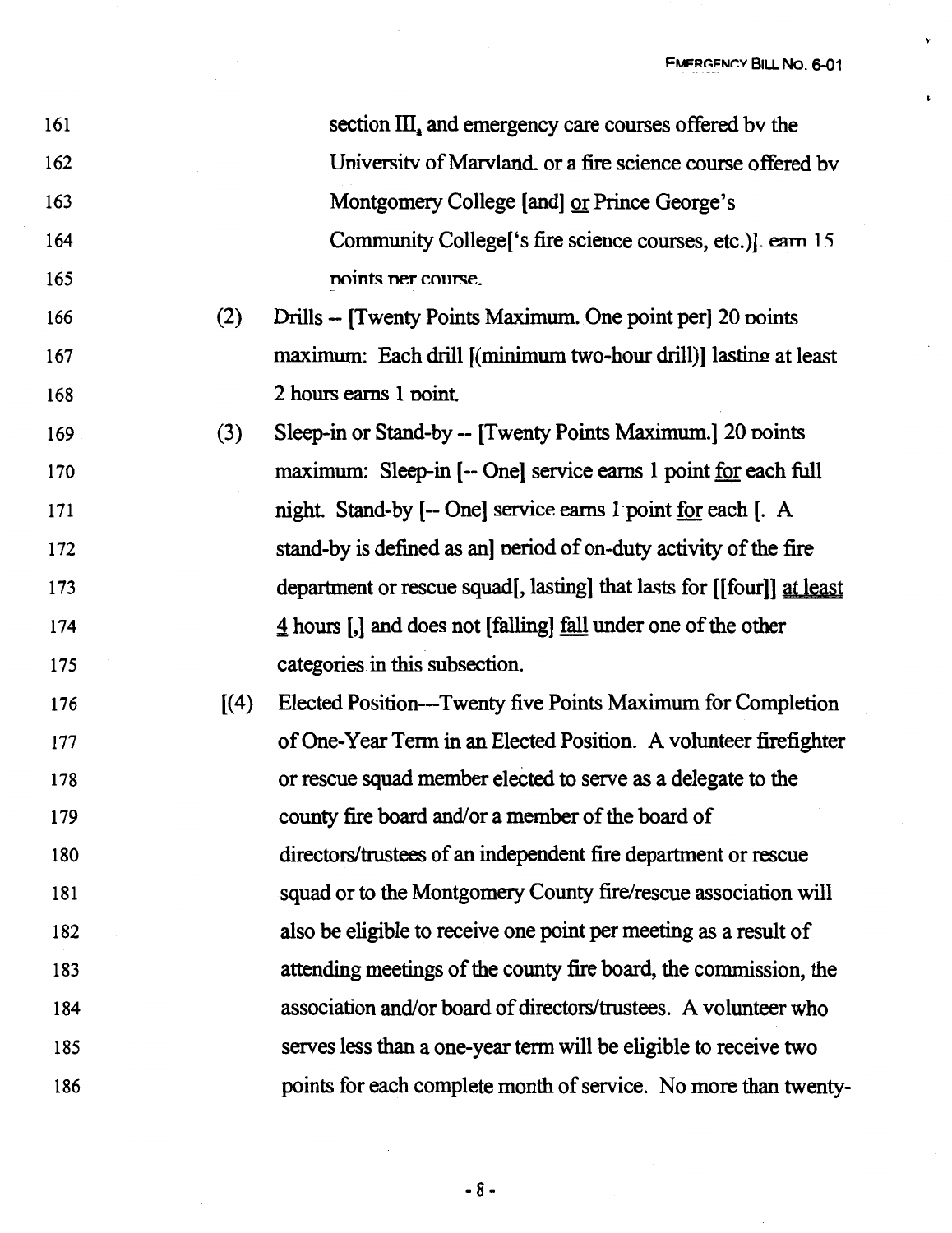161 section III, and emergency care courses offered by the
162 University of Maryland, or a fire science course offered by
163 Montgomery College [and] or Prince George's
164 Community College['s fire science courses, etc.)] earn 15
165 points per course.

166 (2) Drills -- [Twenty Points Maximum. One point per] 20 points
167 maximum: Each drill [(minimum two-hour drill)] lasting at least
168 2 hours earns 1 point.

169 (3) Sleep-in or Stand-by -- [Twenty Points Maximum.] 20 points
170 maximum: Sleep-in [-- One] service earns 1 point for each full
171 night. Stand-by [-- One] service earns 1 point for each [. A
172 stand-by is defined as an] period of on-duty activity of the fire
173 department or rescue squad[, lasting] that lasts for [[four]] at least
174 4 hours [,] and does not [falling] fall under one of the other
175 categories in this subsection.

176 [(4) Elected Position---Twenty five Points Maximum for Completion
177 of One-Year Term in an Elected Position. A volunteer firefighter
178 or rescue squad member elected to serve as a delegate to the
179 county fire board and/or a member of the board of
180 directors/trustees of an independent fire department or rescue
181 squad or to the Montgomery County fire/rescue association will
182 also be eligible to receive one point per meeting as a result of
183 attending meetings of the county fire board, the commission, the
184 association and/or board of directors/trustees. A volunteer who
185 serves less than a one-year term will be eligible to receive two
186 points for each complete month of service. No more than twenty-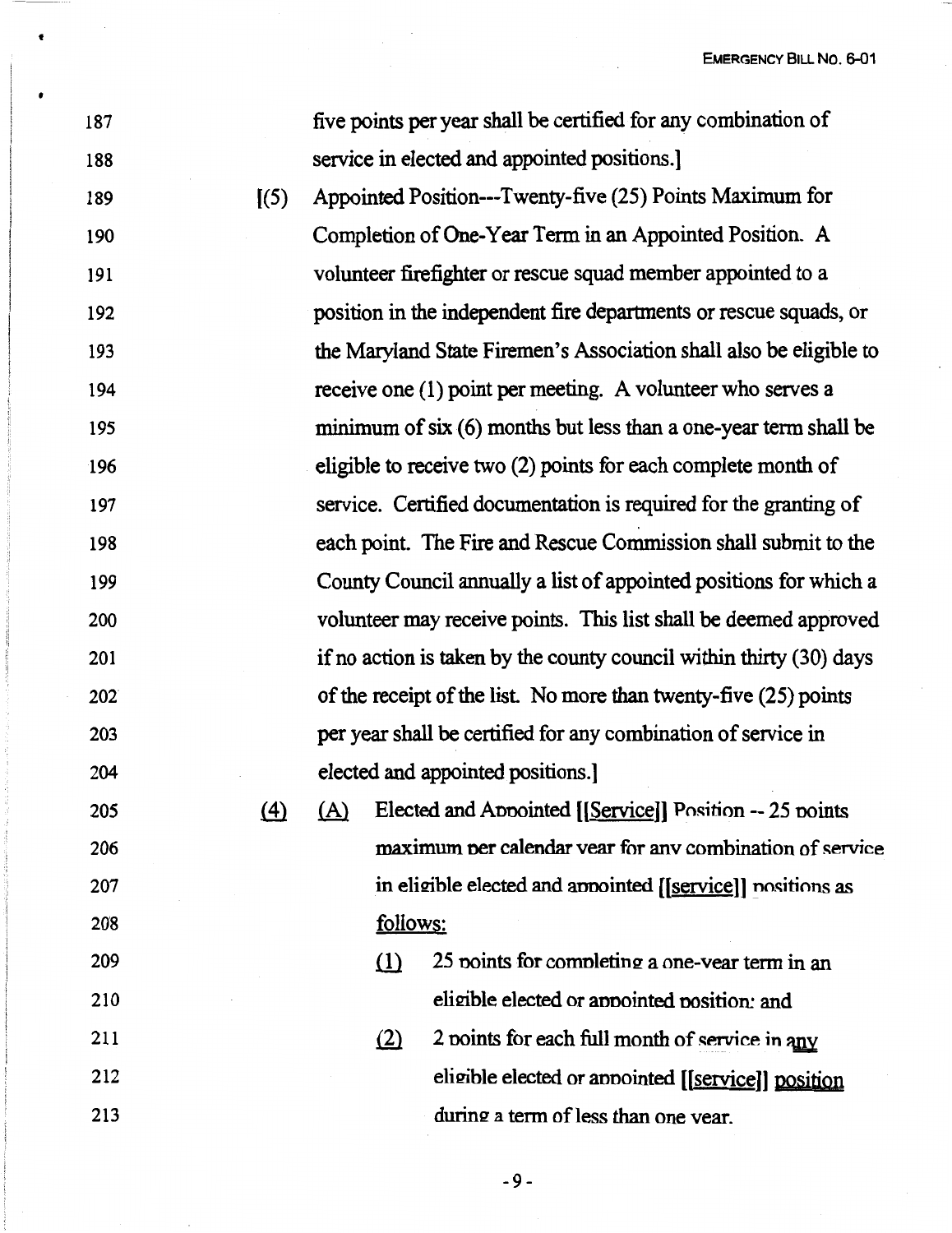187 five points per year shall be certified for any combination of
188 service in elected and appointed positions.]

189 [(5) Appointed Position---Twenty-five (25) Points Maximum for
190 Completion of One-Year Term in an Appointed Position. A
191 volunteer firefighter or rescue squad member appointed to a
192 position in the independent fire departments or rescue squads, or
193 the Maryland State Firemen's Association shall also be eligible to
194 receive one (1) point per meeting. A volunteer who serves a
195 minimum of six (6) months but less than a one-year term shall be
196 eligible to receive two (2) points for each complete month of
197 service. Certified documentation is required for the granting of
198 each point. The Fire and Rescue Commission shall submit to the
199 County Council annually a list of appointed positions for which a
200 volunteer may receive points. This list shall be deemed approved
201 if no action is taken by the county council within thirty (30) days
202 of the receipt of the list. No more than twenty-five (25) points
203 per year shall be certified for any combination of service in
204 elected and appointed positions.]

205 (4) (A) Elected and Appointed [[Service]] Position -- 25 points
206 maximum per calendar year for any combination of service
207 in eligible elected and appointed [[service]] positions as
208 follows:

209 (1) 25 points for completing a one-year term in an
210 eligible elected or appointed position; and

211 (2) 2 points for each full month of service in any
212 eligible elected or appointed [[service]] position
213 during a term of less than one year.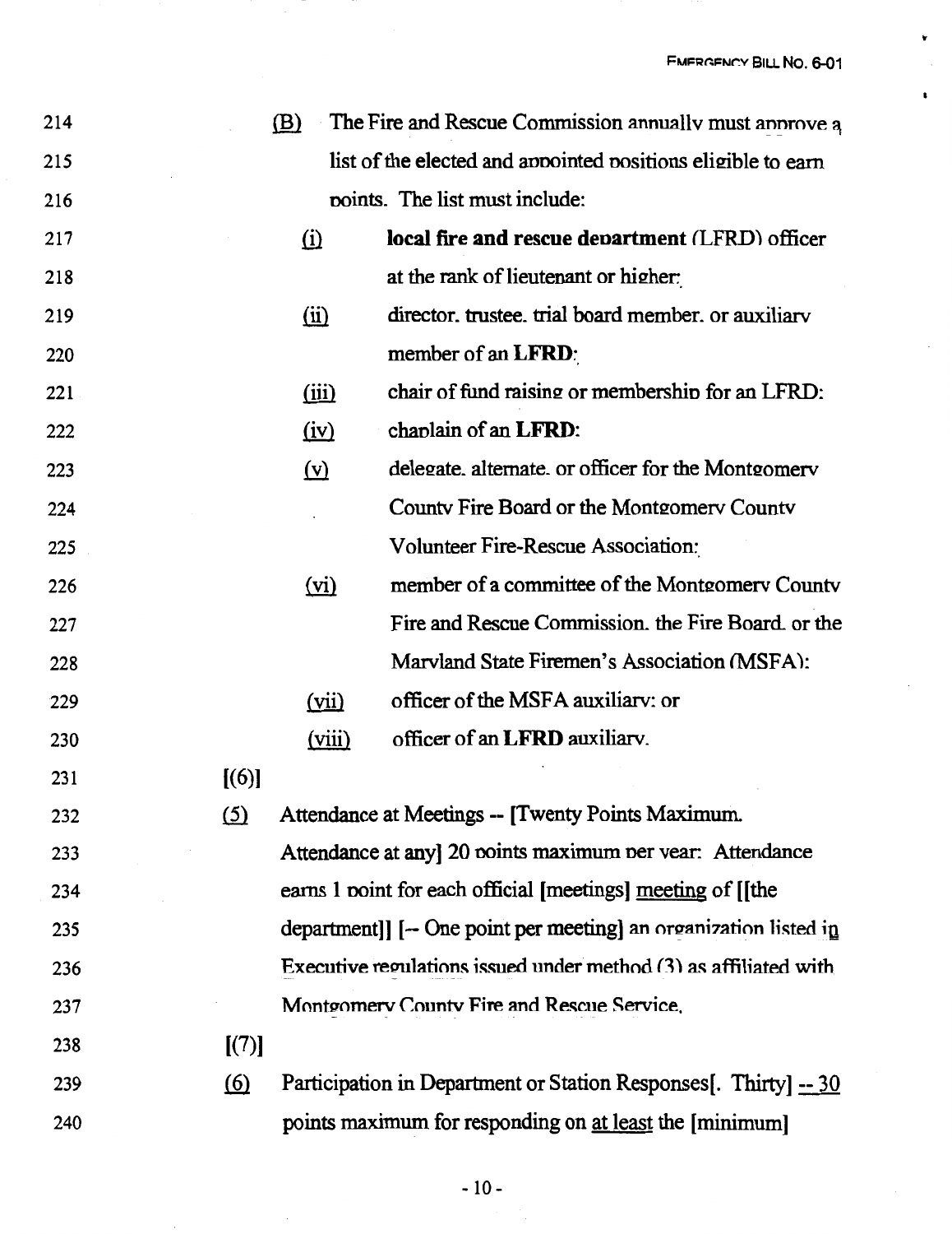214 (B) The Fire and Rescue Commission annually must approve a

215 list of the elected and appointed positions eligible to earn

216 points. The list must include:

217 (i) **local fire and rescue department** (LFRD) officer

218 at the rank of lieutenant or higher;

219 (ii) director, trustee, trial board member, or auxiliary

220 member of an **LFRD**;

221 (iii) chair of fund raising or membership for an LFRD;

222 (iv) chaplain of an **LFRD**;

223 (v) delegate, alternate, or officer for the Montgomery

224 County Fire Board or the Montgomery County

225 Volunteer Fire-Rescue Association;

226 (vi) member of a committee of the Montgomery County

227 Fire and Rescue Commission, the Fire Board, or the

228 Maryland State Firemen's Association (MSFA);

229 (vii) officer of the MSFA auxiliary; or

230 (viii) officer of an **LFRD** auxiliary.

231 [(6)]

232 (5) Attendance at Meetings -- [Twenty Points Maximum.

233 Attendance at any] 20 points maximum per year: Attendance

234 earns 1 point for each official [meetings] meeting of [[the

235 department]] [-- One point per meeting] an organization listed in

236 Executive regulations issued under method (3) as affiliated with

237 Montgomery County Fire and Rescue Service.

238 [(7)]

239 (6) Participation in Department or Station Responses[. Thirty] -- 30

240 points maximum for responding on at least the [minimum]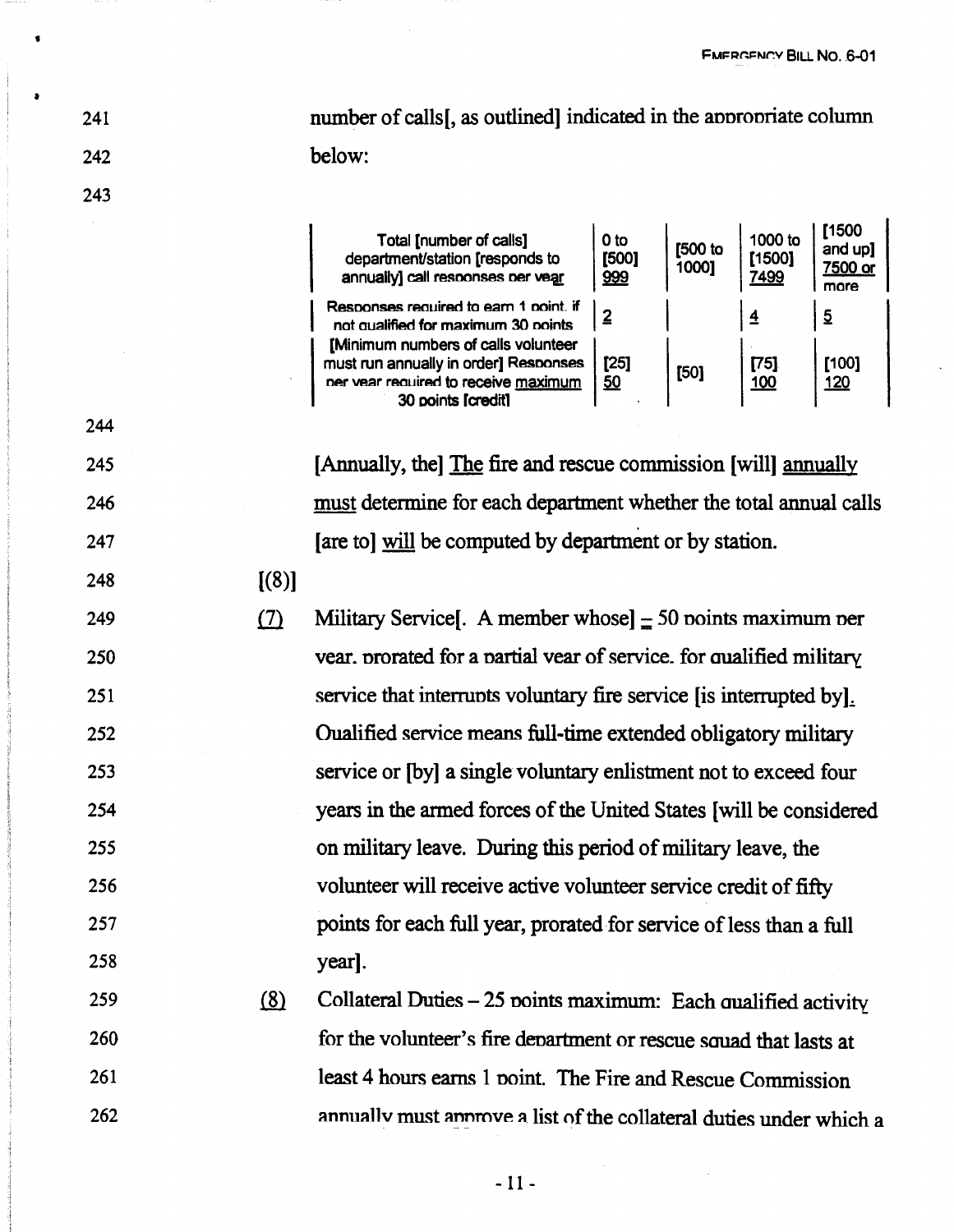number of calls[, as outlined] indicated in the appropriate column below:

| Total [number of calls] department/station [responds to annually] call responses per year | 0 to [500] 999 | [500 to 1000] | 1000 to [1500] 7499 | [1500 and up] 7500 or more |
|---|---|---|---|---|
| Responses required to earn 1 point, if not qualified for maximum 30 points | 2 | | 4 | 5 |
| [Minimum numbers of calls volunteer must run annually in order] Responses per year required to receive maximum 30 points [credit] | [25] 50 | [50] | [75] 100 | [100] 120 |

[Annually, the] The fire and rescue commission [will] annually must determine for each department whether the total annual calls [are to] will be computed by department or by station.

[(8)]

(7) Military Service[. A member whose] – 50 points maximum per year, prorated for a partial year of service, for qualified military service that interrupts voluntary fire service [is interrupted by]. Qualified service means full-time extended obligatory military service or [by] a single voluntary enlistment not to exceed four years in the armed forces of the United States [will be considered on military leave. During this period of military leave, the volunteer will receive active volunteer service credit of fifty points for each full year, prorated for service of less than a full year].

(8) Collateral Duties – 25 points maximum: Each qualified activity for the volunteer's fire department or rescue squad that lasts at least 4 hours earns 1 point. The Fire and Rescue Commission annually must approve a list of the collateral duties under which a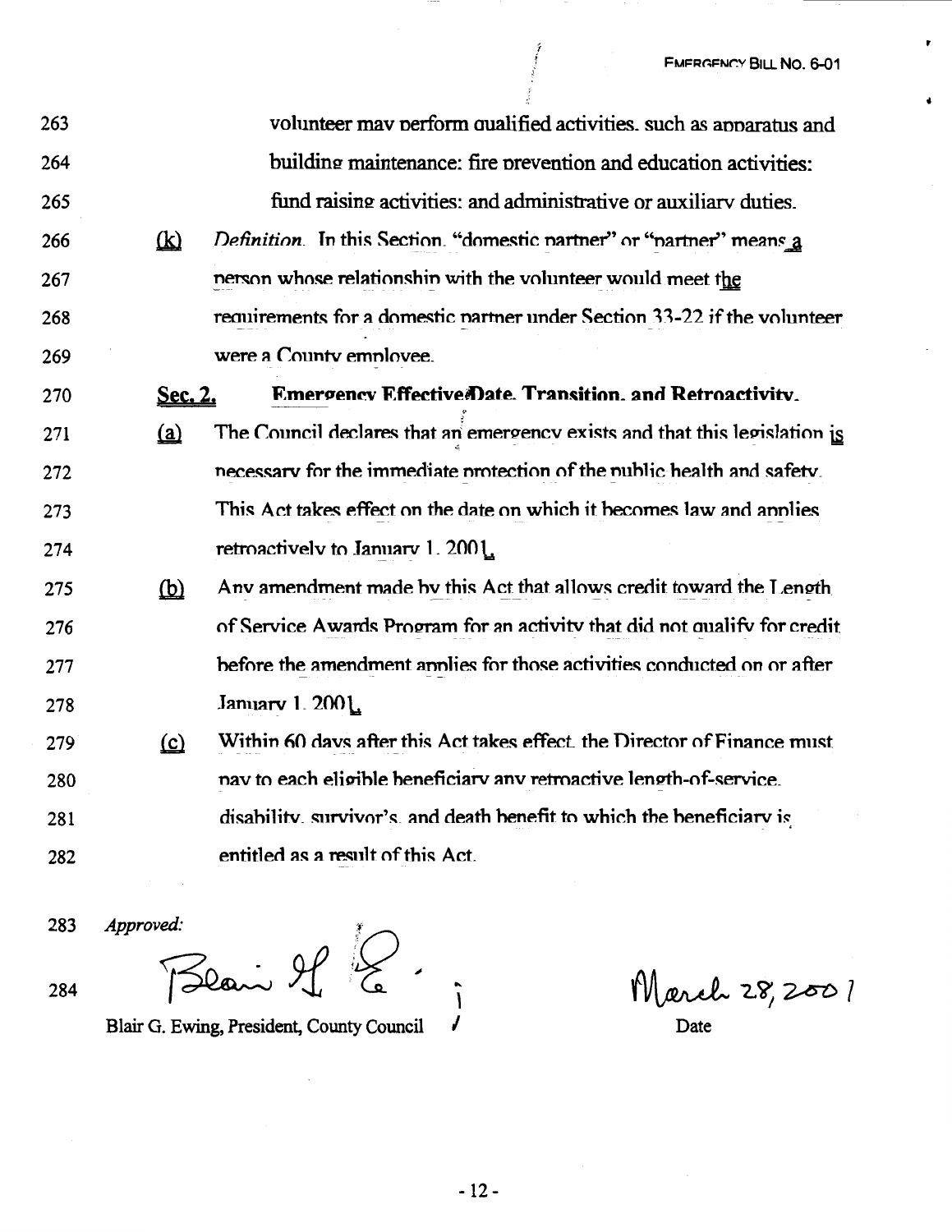volunteer may perform qualified activities, such as apparatus and building maintenance; fire prevention and education activities; fund raising activities; and administrative or auxiliary duties.

(k) *Definition.* In this Section, "domestic partner" or "partner" means a person whose relationship with the volunteer would meet the requirements for a domestic partner under Section 33-22 if the volunteer were a County employee.

**Sec. 2. Emergency Effective Date, Transition, and Retroactivity.**

(a) The Council declares that an emergency exists and that this legislation is necessary for the immediate protection of the public health and safety. This Act takes effect on the date on which it becomes law and applies retroactively to January 1, 2001.

(b) Any amendment made by this Act that allows credit toward the Length of Service Awards Program for an activity that did not qualify for credit before the amendment applies for those activities conducted on or after January 1, 2001.

(c) Within 60 days after this Act takes effect, the Director of Finance must pay to each eligible beneficiary any retroactive length-of-service, disability, survivor's, and death benefit to which the beneficiary is entitled as a result of this Act.

*Approved:*

Blair G. Ewing, President, County Council

March 28, 2001

Date